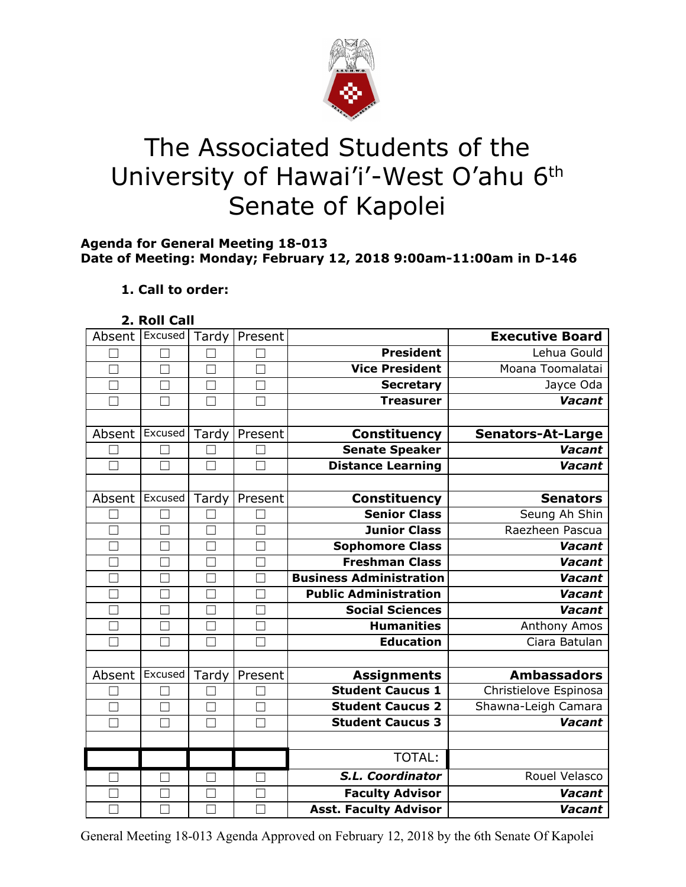# The Associated Students of the University of Hawai'i'-West O'ahu 6th Senate of Kapolei

**Agenda for General Meeting 18-013**
**Date of Meeting: Monday; February 12, 2018 9:00am-11:00am in D-146**

**1. Call to order:**

**2. Roll Call**

| Absent | Excused | Tardy | Present | | Executive Board |
|---|---|---|---|---|---|
| ☐ | ☐ | ☐ | ☐ | **President** | Lehua Gould |
| ☐ | ☐ | ☐ | ☐ | **Vice President** | Moana Toomalatai |
| ☐ | ☐ | ☐ | ☐ | **Secretary** | Jayce Oda |
| ☐ | ☐ | ☐ | ☐ | **Treasurer** | ***Vacant*** |
| | | | | | |
| Absent | Excused | Tardy | Present | **Constituency** | **Senators-At-Large** |
| ☐ | ☐ | ☐ | ☐ | **Senate Speaker** | ***Vacant*** |
| ☐ | ☐ | ☐ | ☐ | **Distance Learning** | ***Vacant*** |
| | | | | | |
| Absent | Excused | Tardy | Present | **Constituency** | **Senators** |
| ☐ | ☐ | ☐ | ☐ | **Senior Class** | Seung Ah Shin |
| ☐ | ☐ | ☐ | ☐ | **Junior Class** | Raezheen Pascua |
| ☐ | ☐ | ☐ | ☐ | **Sophomore Class** | ***Vacant*** |
| ☐ | ☐ | ☐ | ☐ | **Freshman Class** | ***Vacant*** |
| ☐ | ☐ | ☐ | ☐ | **Business Administration** | ***Vacant*** |
| ☐ | ☐ | ☐ | ☐ | **Public Administration** | ***Vacant*** |
| ☐ | ☐ | ☐ | ☐ | **Social Sciences** | ***Vacant*** |
| ☐ | ☐ | ☐ | ☐ | **Humanities** | Anthony Amos |
| ☐ | ☐ | ☐ | ☐ | **Education** | Ciara Batulan |
| | | | | | |
| Absent | Excused | Tardy | Present | **Assignments** | **Ambassadors** |
| ☐ | ☐ | ☐ | ☐ | **Student Caucus 1** | Christielove Espinosa |
| ☐ | ☐ | ☐ | ☐ | **Student Caucus 2** | Shawna-Leigh Camara |
| ☐ | ☐ | ☐ | ☐ | **Student Caucus 3** | ***Vacant*** |
| | | | | | |
| | | | | TOTAL: | |
| ☐ | ☐ | ☐ | ☐ | ***S.L. Coordinator*** | Rouel Velasco |
| ☐ | ☐ | ☐ | ☐ | **Faculty Advisor** | ***Vacant*** |
| ☐ | ☐ | ☐ | ☐ | **Asst. Faculty Advisor** | ***Vacant*** |

General Meeting 18-013 Agenda Approved on February 12, 2018 by the 6th Senate Of Kapolei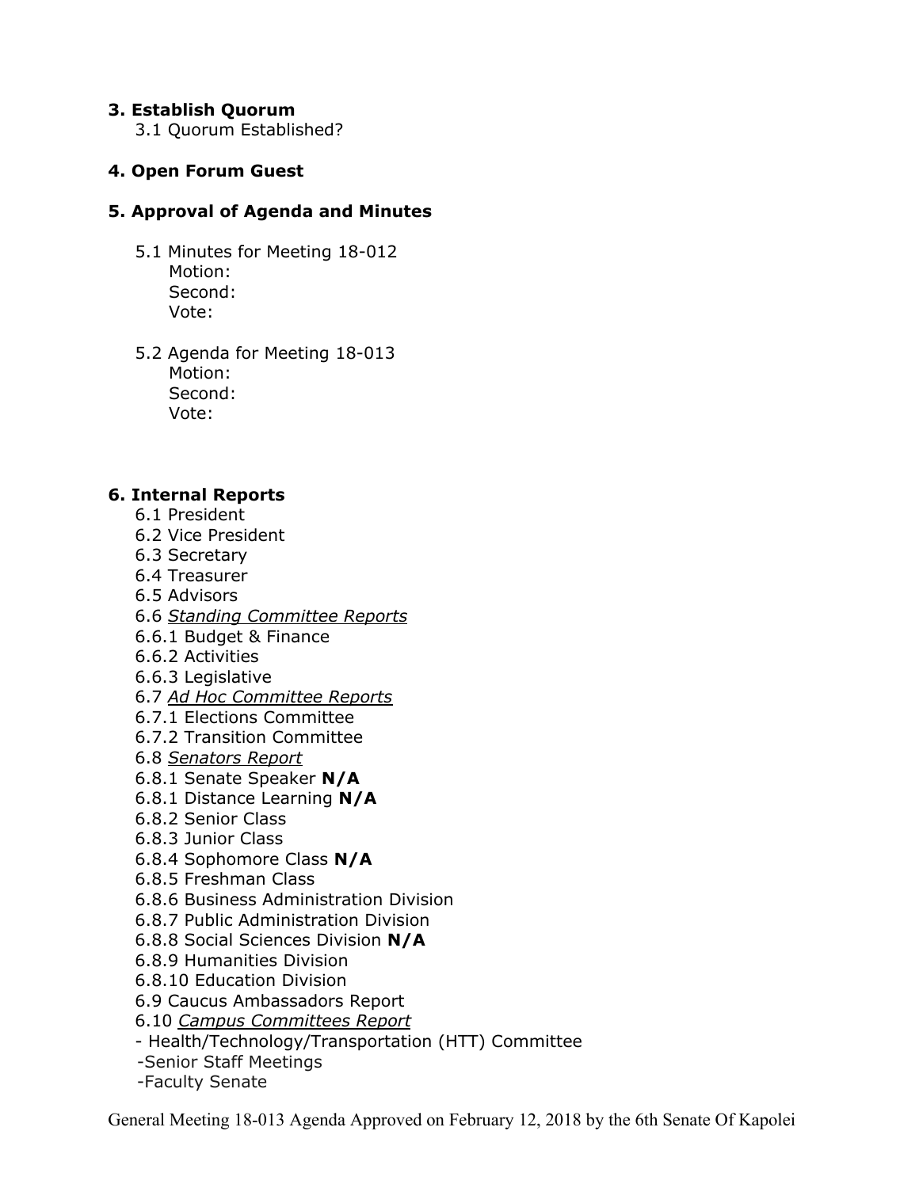**3. Establish Quorum**

3.1 Quorum Established?

**4. Open Forum Guest**

**5. Approval of Agenda and Minutes**

5.1 Minutes for Meeting 18-012
Motion:
Second:
Vote:

5.2 Agenda for Meeting 18-013
Motion:
Second:
Vote:

**6. Internal Reports**

6.1 President
6.2 Vice President
6.3 Secretary
6.4 Treasurer
6.5 Advisors
6.6 *Standing Committee Reports*
6.6.1 Budget & Finance
6.6.2 Activities
6.6.3 Legislative
6.7 *Ad Hoc Committee Reports*
6.7.1 Elections Committee
6.7.2 Transition Committee
6.8 *Senators Report*
6.8.1 Senate Speaker **N/A**
6.8.1 Distance Learning **N/A**
6.8.2 Senior Class
6.8.3 Junior Class
6.8.4 Sophomore Class **N/A**
6.8.5 Freshman Class
6.8.6 Business Administration Division
6.8.7 Public Administration Division
6.8.8 Social Sciences Division **N/A**
6.8.9 Humanities Division
6.8.10 Education Division
6.9 Caucus Ambassadors Report
6.10 *Campus Committees Report*
- Health/Technology/Transportation (HTT) Committee
-Senior Staff Meetings
-Faculty Senate

General Meeting 18-013 Agenda Approved on February 12, 2018 by the 6th Senate Of Kapolei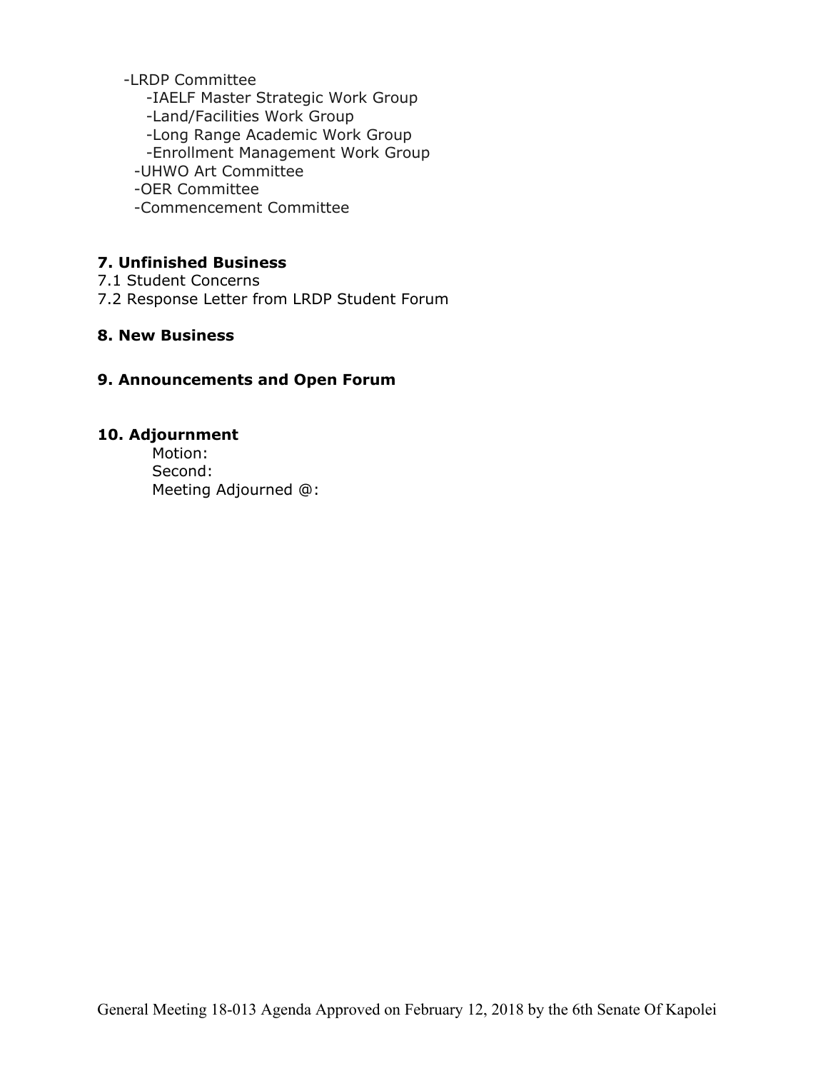- LRDP Committee
  - IAELF Master Strategic Work Group
  - Land/Facilities Work Group
  - Long Range Academic Work Group
  - Enrollment Management Work Group
- UHWO Art Committee
- OER Committee
- Commencement Committee

**7. Unfinished Business**

7.1 Student Concerns

7.2 Response Letter from LRDP Student Forum

**8. New Business**

**9. Announcements and Open Forum**

**10. Adjournment**

Motion:

Second:

Meeting Adjourned @: